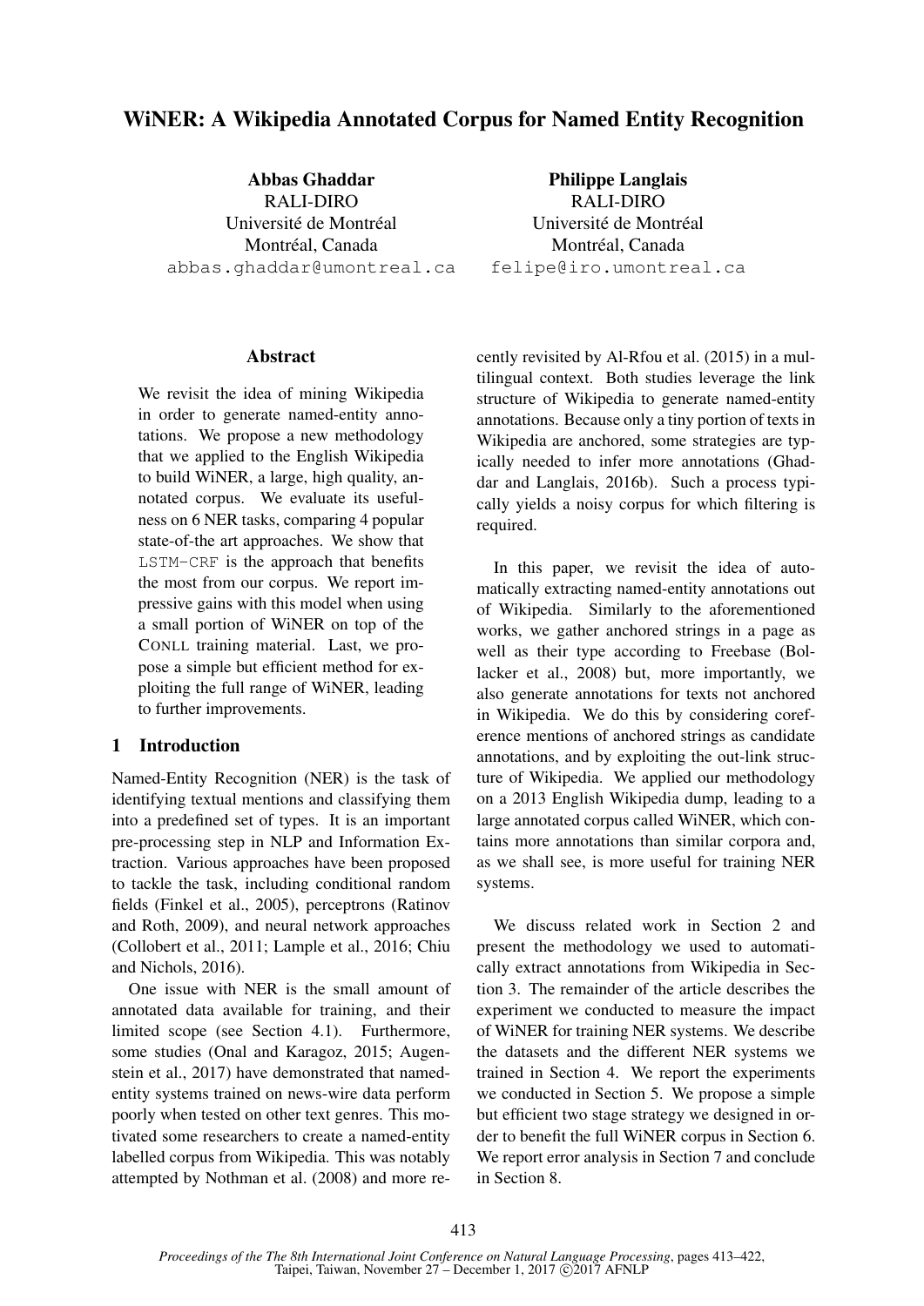# WiNER: A Wikipedia Annotated Corpus for Named Entity Recognition

**Abbas Ghaddar**
RALI-DIRO
Université de Montréal
Montréal, Canada
abbas.ghaddar@umontreal.ca

**Philippe Langlais**
RALI-DIRO
Université de Montréal
Montréal, Canada
felipe@iro.umontreal.ca

## Abstract

We revisit the idea of mining Wikipedia in order to generate named-entity annotations. We propose a new methodology that we applied to the English Wikipedia to build WiNER, a large, high quality, annotated corpus. We evaluate its usefulness on 6 NER tasks, comparing 4 popular state-of-the art approaches. We show that LSTM-CRF is the approach that benefits the most from our corpus. We report impressive gains with this model when using a small portion of WiNER on top of the CONLL training material. Last, we propose a simple but efficient method for exploiting the full range of WiNER, leading to further improvements.

## 1 Introduction

Named-Entity Recognition (NER) is the task of identifying textual mentions and classifying them into a predefined set of types. It is an important pre-processing step in NLP and Information Extraction. Various approaches have been proposed to tackle the task, including conditional random fields (Finkel et al., 2005), perceptrons (Ratinov and Roth, 2009), and neural network approaches (Collobert et al., 2011; Lample et al., 2016; Chiu and Nichols, 2016).

One issue with NER is the small amount of annotated data available for training, and their limited scope (see Section 4.1). Furthermore, some studies (Onal and Karagoz, 2015; Augenstein et al., 2017) have demonstrated that named-entity systems trained on news-wire data perform poorly when tested on other text genres. This motivated some researchers to create a named-entity labelled corpus from Wikipedia. This was notably attempted by Nothman et al. (2008) and more recently revisited by Al-Rfou et al. (2015) in a multilingual context. Both studies leverage the link structure of Wikipedia to generate named-entity annotations. Because only a tiny portion of texts in Wikipedia are anchored, some strategies are typically needed to infer more annotations (Ghaddar and Langlais, 2016b). Such a process typically yields a noisy corpus for which filtering is required.

In this paper, we revisit the idea of automatically extracting named-entity annotations out of Wikipedia. Similarly to the aforementioned works, we gather anchored strings in a page as well as their type according to Freebase (Bollacker et al., 2008) but, more importantly, we also generate annotations for texts not anchored in Wikipedia. We do this by considering coreference mentions of anchored strings as candidate annotations, and by exploiting the out-link structure of Wikipedia. We applied our methodology on a 2013 English Wikipedia dump, leading to a large annotated corpus called WiNER, which contains more annotations than similar corpora and, as we shall see, is more useful for training NER systems.

We discuss related work in Section 2 and present the methodology we used to automatically extract annotations from Wikipedia in Section 3. The remainder of the article describes the experiment we conducted to measure the impact of WiNER for training NER systems. We describe the datasets and the different NER systems we trained in Section 4. We report the experiments we conducted in Section 5. We propose a simple but efficient two stage strategy we designed in order to benefit the full WiNER corpus in Section 6. We report error analysis in Section 7 and conclude in Section 8.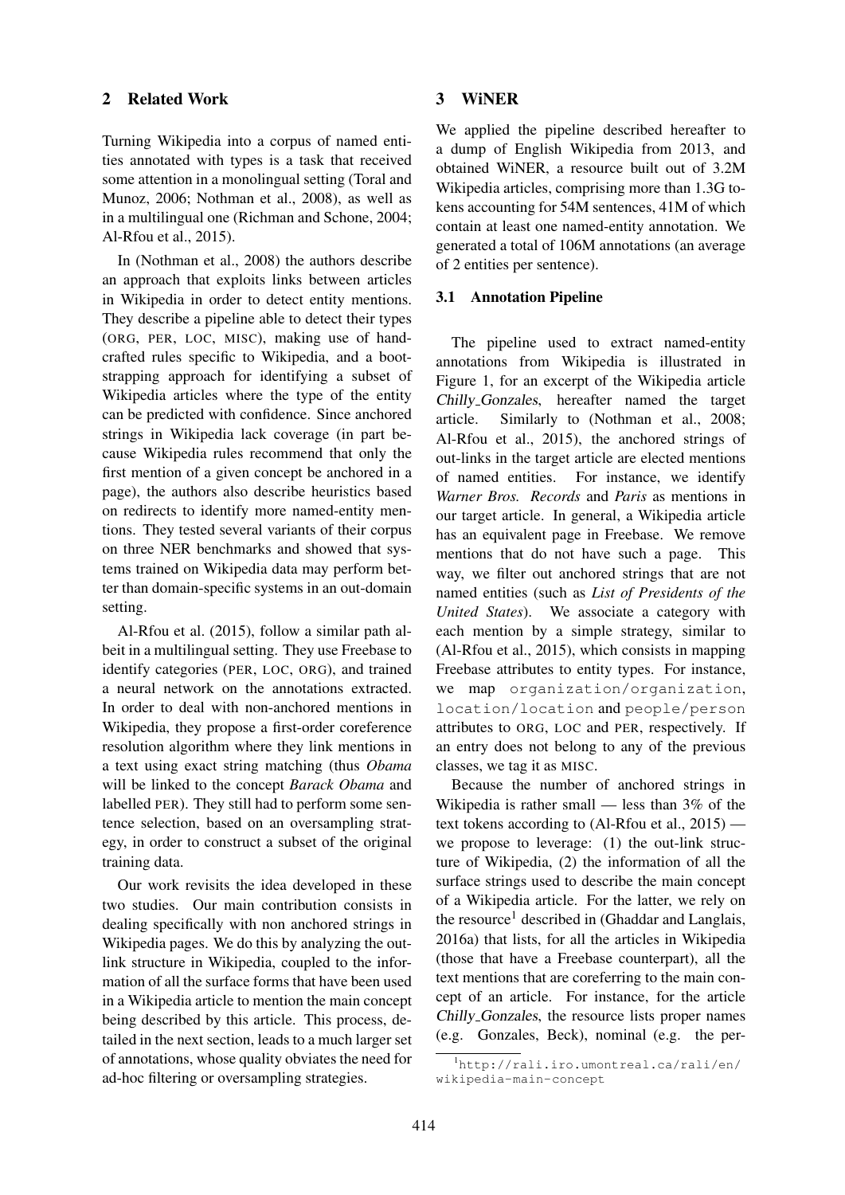## 2 Related Work

Turning Wikipedia into a corpus of named entities annotated with types is a task that received some attention in a monolingual setting (Toral and Munoz, 2006; Nothman et al., 2008), as well as in a multilingual one (Richman and Schone, 2004; Al-Rfou et al., 2015).

In (Nothman et al., 2008) the authors describe an approach that exploits links between articles in Wikipedia in order to detect entity mentions. They describe a pipeline able to detect their types (ORG, PER, LOC, MISC), making use of hand-crafted rules specific to Wikipedia, and a bootstrapping approach for identifying a subset of Wikipedia articles where the type of the entity can be predicted with confidence. Since anchored strings in Wikipedia lack coverage (in part because Wikipedia rules recommend that only the first mention of a given concept be anchored in a page), the authors also describe heuristics based on redirects to identify more named-entity mentions. They tested several variants of their corpus on three NER benchmarks and showed that systems trained on Wikipedia data may perform better than domain-specific systems in an out-domain setting.

Al-Rfou et al. (2015), follow a similar path albeit in a multilingual setting. They use Freebase to identify categories (PER, LOC, ORG), and trained a neural network on the annotations extracted. In order to deal with non-anchored mentions in Wikipedia, they propose a first-order coreference resolution algorithm where they link mentions in a text using exact string matching (thus *Obama* will be linked to the concept *Barack Obama* and labelled PER). They still had to perform some sentence selection, based on an oversampling strategy, in order to construct a subset of the original training data.

Our work revisits the idea developed in these two studies. Our main contribution consists in dealing specifically with non anchored strings in Wikipedia pages. We do this by analyzing the out-link structure in Wikipedia, coupled to the information of all the surface forms that have been used in a Wikipedia article to mention the main concept being described by this article. This process, detailed in the next section, leads to a much larger set of annotations, whose quality obviates the need for ad-hoc filtering or oversampling strategies.

## 3 WiNER

We applied the pipeline described hereafter to a dump of English Wikipedia from 2013, and obtained WiNER, a resource built out of 3.2M Wikipedia articles, comprising more than 1.3G tokens accounting for 54M sentences, 41M of which contain at least one named-entity annotation. We generated a total of 106M annotations (an average of 2 entities per sentence).

### 3.1 Annotation Pipeline

The pipeline used to extract named-entity annotations from Wikipedia is illustrated in Figure 1, for an excerpt of the Wikipedia article *Chilly_Gonzales*, hereafter named the target article. Similarly to (Nothman et al., 2008; Al-Rfou et al., 2015), the anchored strings of out-links in the target article are elected mentions of named entities. For instance, we identify *Warner Bros. Records* and *Paris* as mentions in our target article. In general, a Wikipedia article has an equivalent page in Freebase. We remove mentions that do not have such a page. This way, we filter out anchored strings that are not named entities (such as *List of Presidents of the United States*). We associate a category with each mention by a simple strategy, similar to (Al-Rfou et al., 2015), which consists in mapping Freebase attributes to entity types. For instance, we map `organization/organization`, `location/location` and `people/person` attributes to ORG, LOC and PER, respectively. If an entry does not belong to any of the previous classes, we tag it as MISC.

Because the number of anchored strings in Wikipedia is rather small — less than 3% of the text tokens according to (Al-Rfou et al., 2015) — we propose to leverage: (1) the out-link structure of Wikipedia, (2) the information of all the surface strings used to describe the main concept of a Wikipedia article. For the latter, we rely on the resource[1] described in (Ghaddar and Langlais, 2016a) that lists, for all the articles in Wikipedia (those that have a Freebase counterpart), all the text mentions that are coreferring to the main concept of an article. For instance, for the article *Chilly_Gonzales*, the resource lists proper names (e.g. Gonzales, Beck), nominal (e.g. the per-

[1] http://rali.iro.umontreal.ca/rali/en/wikipedia-main-concept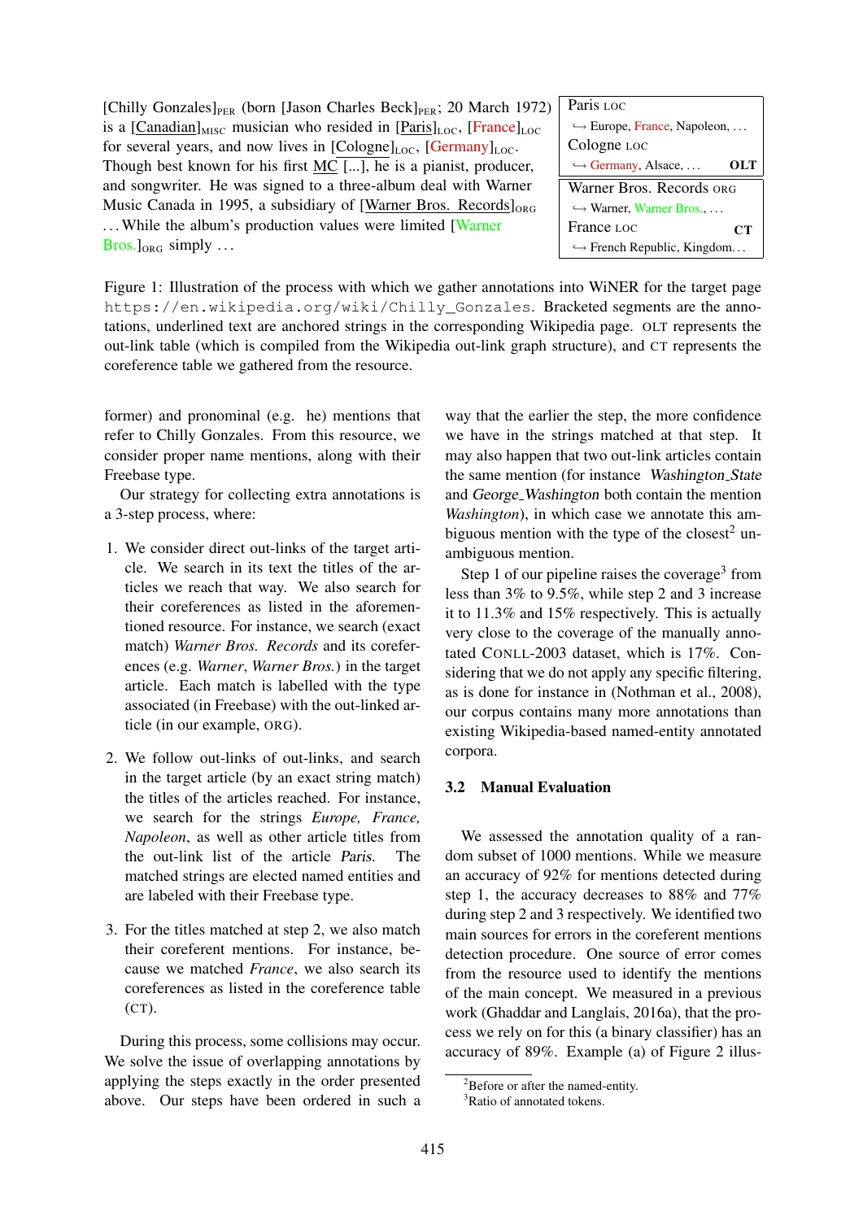[Chilly Gonzales]$_{\text{PER}}$ (born [Jason Charles Beck]$_{\text{PER}}$; 20 March 1972) is a [Canadian]$_{\text{MISC}}$ musician who resided in [Paris]$_{\text{LOC}}$, [France]$_{\text{LOC}}$ for several years, and now lives in [Cologne]$_{\text{LOC}}$, [Germany]$_{\text{LOC}}$. Though best known for his first MC [...], he is a pianist, producer, and songwriter. He was signed to a three-album deal with Warner Music Canada in 1995, a subsidiary of [Warner Bros. Records]$_{\text{ORG}}$ ... While the album's production values were limited [Warner Bros.]$_{\text{ORG}}$ simply ...

| | |
|---|---|
| Paris LOC ↪ Europe, France, Napoleon, ... Cologne LOC ↪ Germany, Alsace, ... | **OLT** |
| Warner Bros. Records ORG ↪ Warner, Warner Bros., ... France LOC ↪ French Republic, Kingdom... | **CT** |

Figure 1: Illustration of the process with which we gather annotations into WiNER for the target page `https://en.wikipedia.org/wiki/Chilly_Gonzales`. Bracketed segments are the annotations, underlined text are anchored strings in the corresponding Wikipedia page. OLT represents the out-link table (which is compiled from the Wikipedia out-link graph structure), and CT represents the coreference table we gathered from the resource.

former) and pronominal (e.g. he) mentions that refer to Chilly Gonzales. From this resource, we consider proper name mentions, along with their Freebase type.

Our strategy for collecting extra annotations is a 3-step process, where:

1. We consider direct out-links of the target article. We search in its text the titles of the articles we reach that way. We also search for their coreferences as listed in the aforementioned resource. For instance, we search (exact match) *Warner Bros. Records* and its coreferences (e.g. *Warner*, *Warner Bros.*) in the target article. Each match is labelled with the type associated (in Freebase) with the out-linked article (in our example, ORG).

2. We follow out-links of out-links, and search in the target article (by an exact string match) the titles of the articles reached. For instance, we search for the strings *Europe, France, Napoleon*, as well as other article titles from the out-link list of the article *Paris*. The matched strings are elected named entities and are labeled with their Freebase type.

3. For the titles matched at step 2, we also match their coreferent mentions. For instance, because we matched *France*, we also search its coreferences as listed in the coreference table (CT).

During this process, some collisions may occur. We solve the issue of overlapping annotations by applying the steps exactly in the order presented above. Our steps have been ordered in such a way that the earlier the step, the more confidence we have in the strings matched at that step. It may also happen that two out-link articles contain the same mention (for instance *Washington_State* and *George_Washington* both contain the mention *Washington*), in which case we annotate this ambiguous mention with the type of the closest[2] unambiguous mention.

Step 1 of our pipeline raises the coverage[3] from less than 3% to 9.5%, while step 2 and 3 increase it to 11.3% and 15% respectively. This is actually very close to the coverage of the manually annotated CONLL-2003 dataset, which is 17%. Considering that we do not apply any specific filtering, as is done for instance in (Nothman et al., 2008), our corpus contains many more annotations than existing Wikipedia-based named-entity annotated corpora.

### 3.2 Manual Evaluation

We assessed the annotation quality of a random subset of 1000 mentions. While we measure an accuracy of 92% for mentions detected during step 1, the accuracy decreases to 88% and 77% during step 2 and 3 respectively. We identified two main sources for errors in the coreferent mentions detection procedure. One source of error comes from the resource used to identify the mentions of the main concept. We measured in a previous work (Ghaddar and Langlais, 2016a), that the process we rely on for this (a binary classifier) has an accuracy of 89%. Example (a) of Figure 2 illus-

[2]Before or after the named-entity.

[3]Ratio of annotated tokens.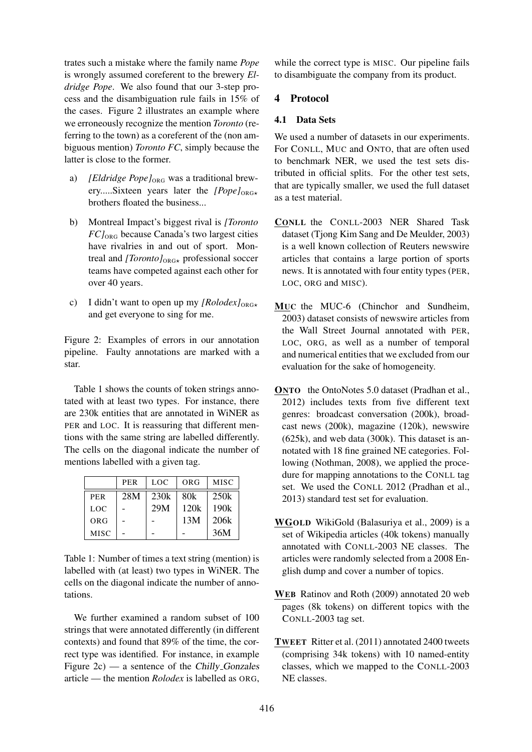trates such a mistake where the family name *Pope* is wrongly assumed coreferent to the brewery *Eldridge Pope*. We also found that our 3-step process and the disambiguation rule fails in 15% of the cases. Figure 2 illustrates an example where we erroneously recognize the mention *Toronto* (referring to the town) as a coreferent of the (non ambiguous mention) *Toronto FC*, simply because the latter is close to the former.

a) *[Eldridge Pope]*$_{\text{ORG}}$ was a traditional brewery.....Sixteen years later the *[Pope]*$_{\text{ORG}\star}$ brothers floated the business...

b) Montreal Impact's biggest rival is *[Toronto FC]*$_{\text{ORG}}$ because Canada's two largest cities have rivalries in and out of sport. Montreal and *[Toronto]*$_{\text{ORG}\star}$ professional soccer teams have competed against each other for over 40 years.

c) I didn't want to open up my *[Rolodex]*$_{\text{ORG}\star}$ and get everyone to sing for me.

Figure 2: Examples of errors in our annotation pipeline. Faulty annotations are marked with a star.

Table 1 shows the counts of token strings annotated with at least two types. For instance, there are 230k entities that are annotated in WiNER as PER and LOC. It is reassuring that different mentions with the same string are labelled differently. The cells on the diagonal indicate the number of mentions labelled with a given tag.

| | PER | LOC | ORG | MISC |
|---|---|---|---|---|
| PER | 28M | 230k | 80k | 250k |
| LOC | - | 29M | 120k | 190k |
| ORG | - | - | 13M | 206k |
| MISC | - | - | - | 36M |

Table 1: Number of times a text string (mention) is labelled with (at least) two types in WiNER. The cells on the diagonal indicate the number of annotations.

We further examined a random subset of 100 strings that were annotated differently (in different contexts) and found that 89% of the time, the correct type was identified. For instance, in example Figure 2c) — a sentence of the Chilly_Gonzales article — the mention *Rolodex* is labelled as ORG, while the correct type is MISC. Our pipeline fails to disambiguate the company from its product.

## 4 Protocol

### 4.1 Data Sets

We used a number of datasets in our experiments. For CONLL, MUC and ONTO, that are often used to benchmark NER, we used the test sets distributed in official splits. For the other test sets, that are typically smaller, we used the full dataset as a test material.

**CONLL** the CONLL-2003 NER Shared Task dataset (Tjong Kim Sang and De Meulder, 2003) is a well known collection of Reuters newswire articles that contains a large portion of sports news. It is annotated with four entity types (PER, LOC, ORG and MISC).

**MUC** the MUC-6 (Chinchor and Sundheim, 2003) dataset consists of newswire articles from the Wall Street Journal annotated with PER, LOC, ORG, as well as a number of temporal and numerical entities that we excluded from our evaluation for the sake of homogeneity.

**ONTO** the OntoNotes 5.0 dataset (Pradhan et al., 2012) includes texts from five different text genres: broadcast conversation (200k), broadcast news (200k), magazine (120k), newswire (625k), and web data (300k). This dataset is annotated with 18 fine grained NE categories. Following (Nothman, 2008), we applied the procedure for mapping annotations to the CONLL tag set. We used the CONLL 2012 (Pradhan et al., 2013) standard test set for evaluation.

**WGOLD** WikiGold (Balasuriya et al., 2009) is a set of Wikipedia articles (40k tokens) manually annotated with CONLL-2003 NE classes. The articles were randomly selected from a 2008 English dump and cover a number of topics.

**WEB** Ratinov and Roth (2009) annotated 20 web pages (8k tokens) on different topics with the CONLL-2003 tag set.

**TWEET** Ritter et al. (2011) annotated 2400 tweets (comprising 34k tokens) with 10 named-entity classes, which we mapped to the CONLL-2003 NE classes.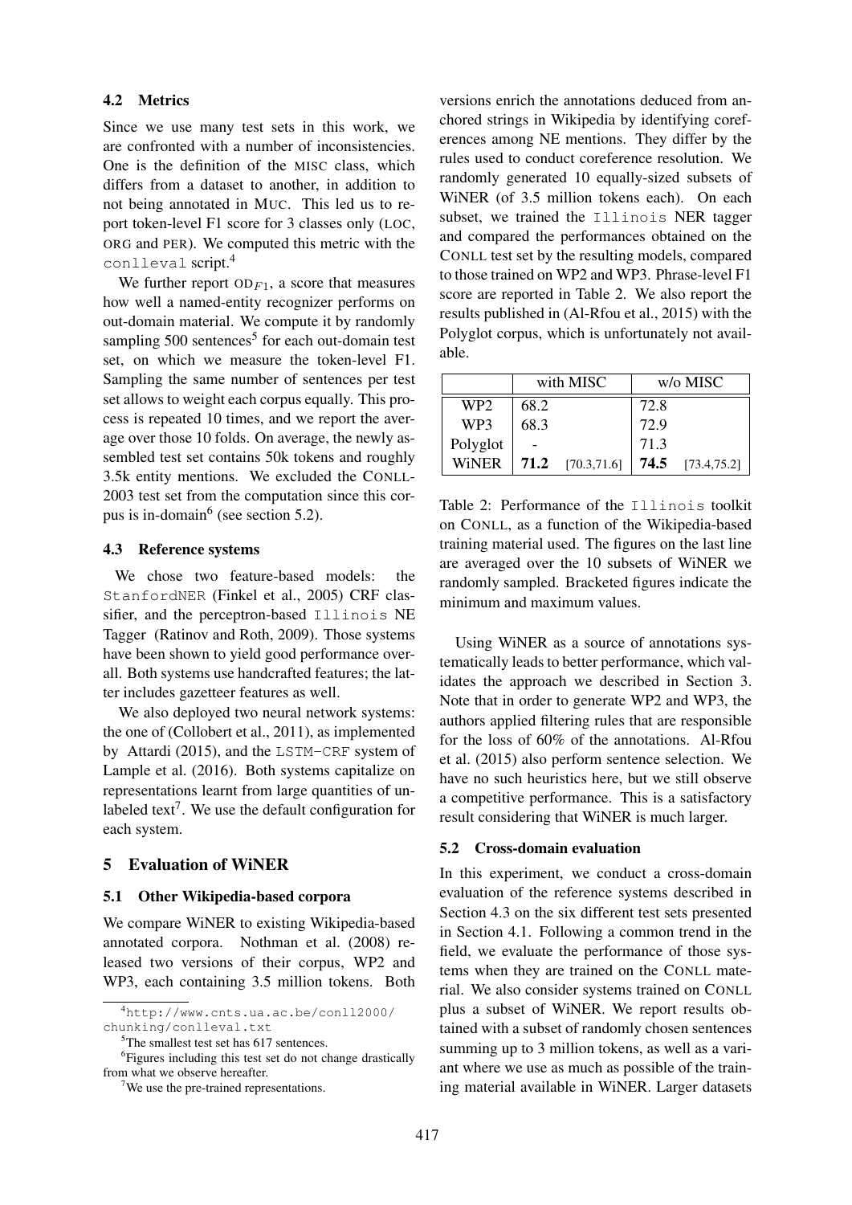### 4.2 Metrics

Since we use many test sets in this work, we are confronted with a number of inconsistencies. One is the definition of the MISC class, which differs from a dataset to another, in addition to not being annotated in MUC. This led us to report token-level F1 score for 3 classes only (LOC, ORG and PER). We computed this metric with the `conlleval` script.[4]

We further report $\text{OD}_{F1}$, a score that measures how well a named-entity recognizer performs on out-domain material. We compute it by randomly sampling 500 sentences[5] for each out-domain test set, on which we measure the token-level F1. Sampling the same number of sentences per test set allows to weight each corpus equally. This process is repeated 10 times, and we report the average over those 10 folds. On average, the newly assembled test set contains 50k tokens and roughly 3.5k entity mentions. We excluded the CONLL-2003 test set from the computation since this corpus is in-domain[6] (see section 5.2).

### 4.3 Reference systems

We chose two feature-based models: the `StanfordNER` (Finkel et al., 2005) CRF classifier, and the perceptron-based `Illinois` NE Tagger (Ratinov and Roth, 2009). Those systems have been shown to yield good performance overall. Both systems use handcrafted features; the latter includes gazetteer features as well.

We also deployed two neural network systems: the one of (Collobert et al., 2011), as implemented by Attardi (2015), and the `LSTM-CRF` system of Lample et al. (2016). Both systems capitalize on representations learnt from large quantities of unlabeled text[7]. We use the default configuration for each system.

## 5 Evaluation of WiNER

### 5.1 Other Wikipedia-based corpora

We compare WiNER to existing Wikipedia-based annotated corpora. Nothman et al. (2008) released two versions of their corpus, WP2 and WP3, each containing 3.5 million tokens. Both versions enrich the annotations deduced from anchored strings in Wikipedia by identifying coreferences among NE mentions. They differ by the rules used to conduct coreference resolution. We randomly generated 10 equally-sized subsets of WiNER (of 3.5 million tokens each). On each subset, we trained the `Illinois` NER tagger and compared the performances obtained on the CONLL test set by the resulting models, compared to those trained on WP2 and WP3. Phrase-level F1 score are reported in Table 2. We also report the results published in (Al-Rfou et al., 2015) with the Polyglot corpus, which is unfortunately not available.

| | with MISC | | w/o MISC | |
|---|---|---|---|---|
| WP2 | 68.2 | | 72.8 | |
| WP3 | 68.3 | | 72.9 | |
| Polyglot | - | | 71.3 | |
| WiNER | **71.2** | [70.3,71.6] | **74.5** | [73.4,75.2] |

Table 2: Performance of the `Illinois` toolkit on CONLL, as a function of the Wikipedia-based training material used. The figures on the last line are averaged over the 10 subsets of WiNER we randomly sampled. Bracketed figures indicate the minimum and maximum values.

Using WiNER as a source of annotations systematically leads to better performance, which validates the approach we described in Section 3. Note that in order to generate WP2 and WP3, the authors applied filtering rules that are responsible for the loss of 60% of the annotations. Al-Rfou et al. (2015) also perform sentence selection. We have no such heuristics here, but we still observe a competitive performance. This is a satisfactory result considering that WiNER is much larger.

### 5.2 Cross-domain evaluation

In this experiment, we conduct a cross-domain evaluation of the reference systems described in Section 4.3 on the six different test sets presented in Section 4.1. Following a common trend in the field, we evaluate the performance of those systems when they are trained on the CONLL material. We also consider systems trained on CONLL plus a subset of WiNER. We report results obtained with a subset of randomly chosen sentences summing up to 3 million tokens, as well as a variant where we use as much as possible of the training material available in WiNER. Larger datasets

[4] http://www.cnts.ua.ac.be/conll2000/chunking/conlleval.txt

[5] The smallest test set has 617 sentences.

[6] Figures including this test set do not change drastically from what we observe hereafter.

[7] We use the pre-trained representations.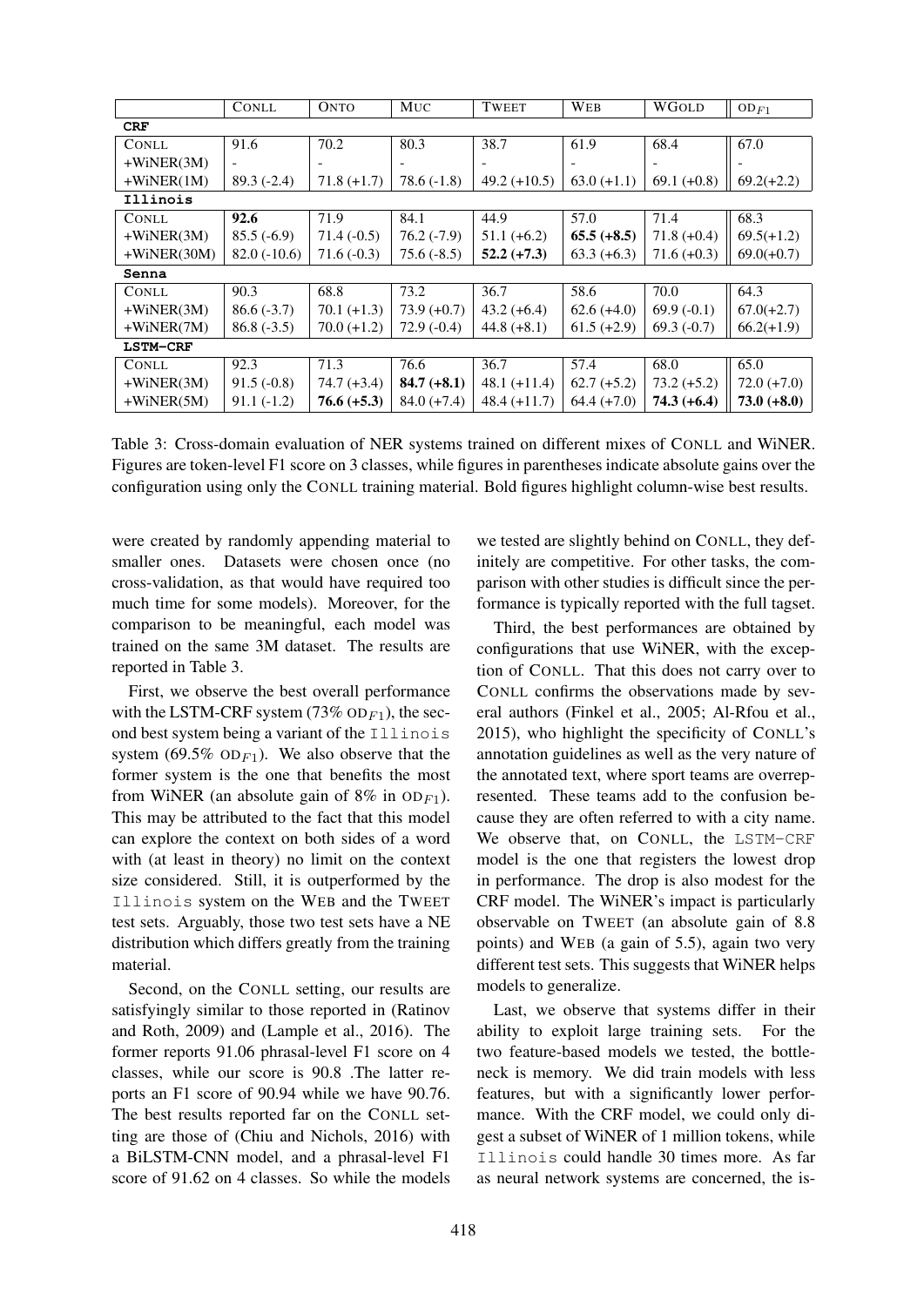| | CONLL | ONTO | MUC | TWEET | WEB | WGOLD | $\text{OD}_{F1}$ |
|---|---|---|---|---|---|---|---|
| **CRF** | | | | | | | |
| CONLL | 91.6 | 70.2 | 80.3 | 38.7 | 61.9 | 68.4 | 67.0 |
| +WiNER(3M) | - | - | - | - | - | - | - |
| +WiNER(1M) | 89.3 (-2.4) | 71.8 (+1.7) | 78.6 (-1.8) | 49.2 (+10.5) | 63.0 (+1.1) | 69.1 (+0.8) | 69.2(+2.2) |
| **Illinois** | | | | | | | |
| CONLL | **92.6** | 71.9 | 84.1 | 44.9 | 57.0 | 71.4 | 68.3 |
| +WiNER(3M) | 85.5 (-6.9) | 71.4 (-0.5) | 76.2 (-7.9) | 51.1 (+6.2) | **65.5 (+8.5)** | 71.8 (+0.4) | 69.5(+1.2) |
| +WiNER(30M) | 82.0 (-10.6) | 71.6 (-0.3) | 75.6 (-8.5) | **52.2 (+7.3)** | 63.3 (+6.3) | 71.6 (+0.3) | 69.0(+0.7) |
| **Senna** | | | | | | | |
| CONLL | 90.3 | 68.8 | 73.2 | 36.7 | 58.6 | 70.0 | 64.3 |
| +WiNER(3M) | 86.6 (-3.7) | 70.1 (+1.3) | 73.9 (+0.7) | 43.2 (+6.4) | 62.6 (+4.0) | 69.9 (-0.1) | 67.0(+2.7) |
| +WiNER(7M) | 86.8 (-3.5) | 70.0 (+1.2) | 72.9 (-0.4) | 44.8 (+8.1) | 61.5 (+2.9) | 69.3 (-0.7) | 66.2(+1.9) |
| **LSTM-CRF** | | | | | | | |
| CONLL | 92.3 | 71.3 | 76.6 | 36.7 | 57.4 | 68.0 | 65.0 |
| +WiNER(3M) | 91.5 (-0.8) | 74.7 (+3.4) | **84.7 (+8.1)** | 48.1 (+11.4) | 62.7 (+5.2) | 73.2 (+5.2) | 72.0 (+7.0) |
| +WiNER(5M) | 91.1 (-1.2) | **76.6 (+5.3)** | 84.0 (+7.4) | 48.4 (+11.7) | 64.4 (+7.0) | **74.3 (+6.4)** | **73.0 (+8.0)** |

Table 3: Cross-domain evaluation of NER systems trained on different mixes of CONLL and WiNER. Figures are token-level F1 score on 3 classes, while figures in parentheses indicate absolute gains over the configuration using only the CONLL training material. Bold figures highlight column-wise best results.

were created by randomly appending material to smaller ones. Datasets were chosen once (no cross-validation, as that would have required too much time for some models). Moreover, for the comparison to be meaningful, each model was trained on the same 3M dataset. The results are reported in Table 3.

First, we observe the best overall performance with the LSTM-CRF system (73% $\text{OD}_{F1}$), the second best system being a variant of the Illinois system (69.5% $\text{OD}_{F1}$). We also observe that the former system is the one that benefits the most from WiNER (an absolute gain of 8% in $\text{OD}_{F1}$). This may be attributed to the fact that this model can explore the context on both sides of a word with (at least in theory) no limit on the context size considered. Still, it is outperformed by the Illinois system on the WEB and the TWEET test sets. Arguably, those two test sets have a NE distribution which differs greatly from the training material.

Second, on the CONLL setting, our results are satisfyingly similar to those reported in (Ratinov and Roth, 2009) and (Lample et al., 2016). The former reports 91.06 phrasal-level F1 score on 4 classes, while our score is 90.8 .The latter reports an F1 score of 90.94 while we have 90.76. The best results reported far on the CONLL setting are those of (Chiu and Nichols, 2016) with a BiLSTM-CNN model, and a phrasal-level F1 score of 91.62 on 4 classes. So while the models we tested are slightly behind on CONLL, they definitely are competitive. For other tasks, the comparison with other studies is difficult since the performance is typically reported with the full tagset.

Third, the best performances are obtained by configurations that use WiNER, with the exception of CONLL. That this does not carry over to CONLL confirms the observations made by several authors (Finkel et al., 2005; Al-Rfou et al., 2015), who highlight the specificity of CONLL's annotation guidelines as well as the very nature of the annotated text, where sport teams are overrepresented. These teams add to the confusion because they are often referred to with a city name. We observe that, on CONLL, the LSTM-CRF model is the one that registers the lowest drop in performance. The drop is also modest for the CRF model. The WiNER's impact is particularly observable on TWEET (an absolute gain of 8.8 points) and WEB (a gain of 5.5), again two very different test sets. This suggests that WiNER helps models to generalize.

Last, we observe that systems differ in their ability to exploit large training sets. For the two feature-based models we tested, the bottleneck is memory. We did train models with less features, but with a significantly lower performance. With the CRF model, we could only digest a subset of WiNER of 1 million tokens, while Illinois could handle 30 times more. As far as neural network systems are concerned, the is-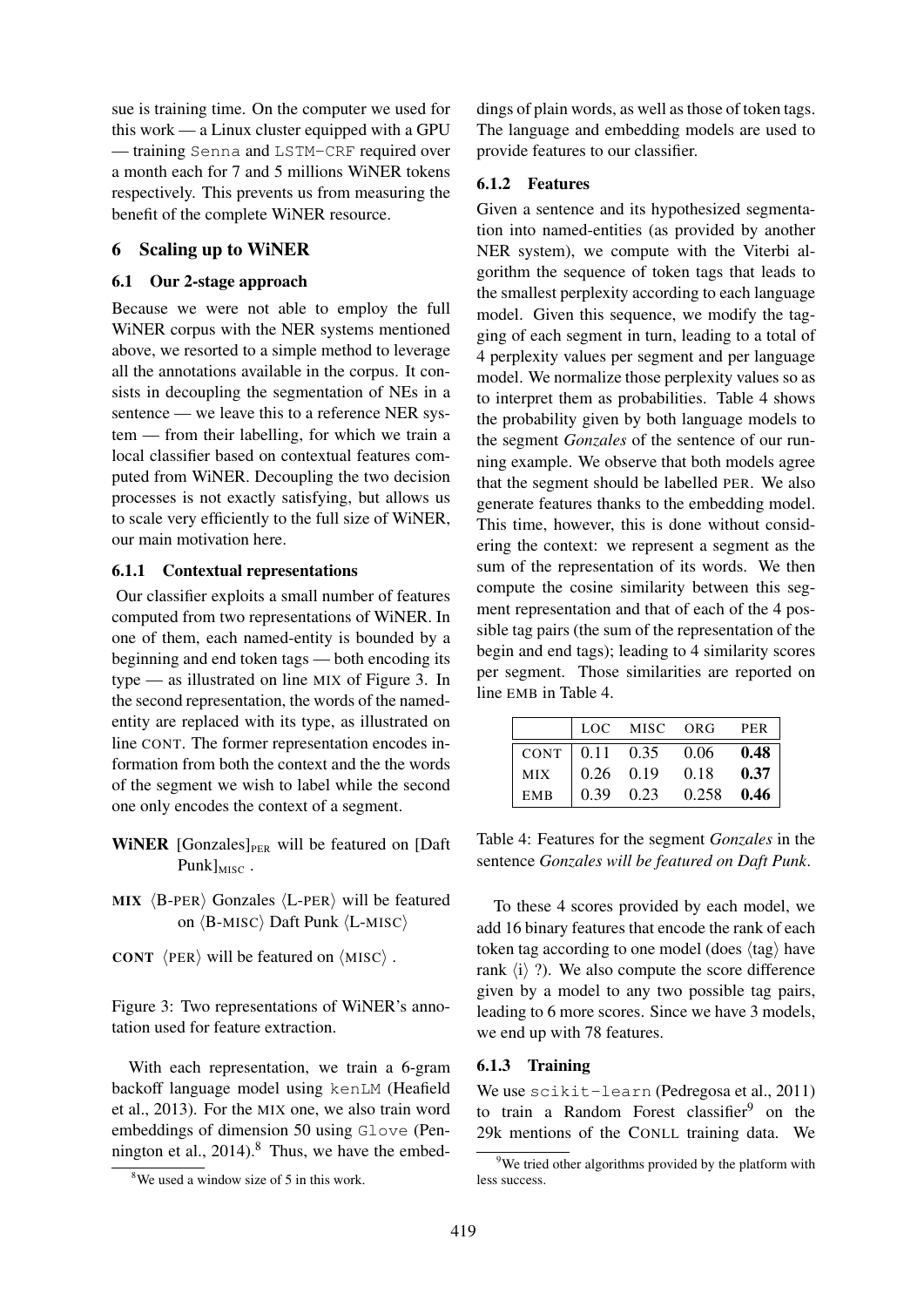sue is training time. On the computer we used for this work — a Linux cluster equipped with a GPU — training Senna and LSTM-CRF required over a month each for 7 and 5 millions WiNER tokens respectively. This prevents us from measuring the benefit of the complete WiNER resource.

## 6 Scaling up to WiNER

### 6.1 Our 2-stage approach

Because we were not able to employ the full WiNER corpus with the NER systems mentioned above, we resorted to a simple method to leverage all the annotations available in the corpus. It consists in decoupling the segmentation of NEs in a sentence — we leave this to a reference NER system — from their labelling, for which we train a local classifier based on contextual features computed from WiNER. Decoupling the two decision processes is not exactly satisfying, but allows us to scale very efficiently to the full size of WiNER, our main motivation here.

#### 6.1.1 Contextual representations

Our classifier exploits a small number of features computed from two representations of WiNER. In one of them, each named-entity is bounded by a beginning and end token tags — both encoding its type — as illustrated on line MIX of Figure 3. In the second representation, the words of the named-entity are replaced with its type, as illustrated on line CONT. The former representation encodes information from both the context and the the words of the segment we wish to label while the second one only encodes the context of a segment.

**WiNER** [Gonzales]$_{\text{PER}}$ will be featured on [Daft Punk]$_{\text{MISC}}$ .

**MIX** ⟨B-PER⟩ Gonzales ⟨L-PER⟩ will be featured on ⟨B-MISC⟩ Daft Punk ⟨L-MISC⟩

**CONT** ⟨PER⟩ will be featured on ⟨MISC⟩ .

Figure 3: Two representations of WiNER's annotation used for feature extraction.

With each representation, we train a 6-gram backoff language model using kenLM (Heafield et al., 2013). For the MIX one, we also train word embeddings of dimension 50 using Glove (Pennington et al., 2014).[8] Thus, we have the embeddings of plain words, as well as those of token tags. The language and embedding models are used to provide features to our classifier.

[8] We used a window size of 5 in this work.

#### 6.1.2 Features

Given a sentence and its hypothesized segmentation into named-entities (as provided by another NER system), we compute with the Viterbi algorithm the sequence of token tags that leads to the smallest perplexity according to each language model. Given this sequence, we modify the tagging of each segment in turn, leading to a total of 4 perplexity values per segment and per language model. We normalize those perplexity values so as to interpret them as probabilities. Table 4 shows the probability given by both language models to the segment *Gonzales* of the sentence of our running example. We observe that both models agree that the segment should be labelled PER. We also generate features thanks to the embedding model. This time, however, this is done without considering the context: we represent a segment as the sum of the representation of its words. We then compute the cosine similarity between this segment representation and that of each of the 4 possible tag pairs (the sum of the representation of the begin and end tags); leading to 4 similarity scores per segment. Those similarities are reported on line EMB in Table 4.

| | LOC | MISC | ORG | PER |
|---|---|---|---|---|
| CONT | 0.11 | 0.35 | 0.06 | **0.48** |
| MIX | 0.26 | 0.19 | 0.18 | **0.37** |
| EMB | 0.39 | 0.23 | 0.258 | **0.46** |

Table 4: Features for the segment *Gonzales* in the sentence *Gonzales will be featured on Daft Punk*.

To these 4 scores provided by each model, we add 16 binary features that encode the rank of each token tag according to one model (does ⟨tag⟩ have rank ⟨i⟩ ?). We also compute the score difference given by a model to any two possible tag pairs, leading to 6 more scores. Since we have 3 models, we end up with 78 features.

#### 6.1.3 Training

We use scikit-learn (Pedregosa et al., 2011) to train a Random Forest classifier[9] on the 29k mentions of the CONLL training data. We

[9] We tried other algorithms provided by the platform with less success.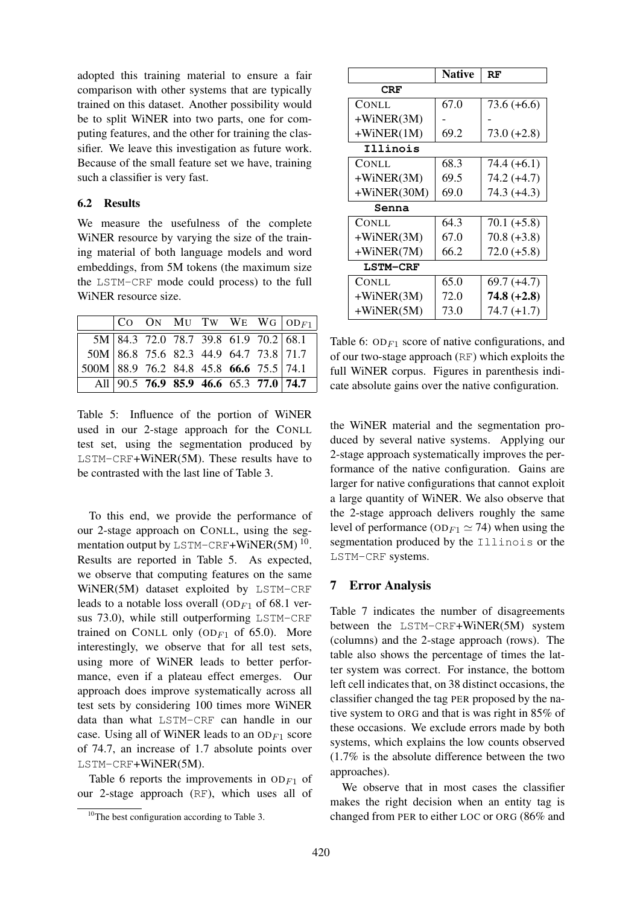adopted this training material to ensure a fair comparison with other systems that are typically trained on this dataset. Another possibility would be to split WiNER into two parts, one for computing features, and the other for training the classifier. We leave this investigation as future work. Because of the small feature set we have, training such a classifier is very fast.

### 6.2 Results

We measure the usefulness of the complete WiNER resource by varying the size of the training material of both language models and word embeddings, from 5M tokens (the maximum size the LSTM-CRF mode could process) to the full WiNER resource size.

| | Co | On | Mu | Tw | We | Wg | $\text{OD}_{F1}$ |
|---|---|---|---|---|---|---|---|
| 5M | 84.3 | 72.0 | 78.7 | 39.8 | 61.9 | 70.2 | 68.1 |
| 50M | 86.8 | 75.6 | 82.3 | 44.9 | 64.7 | 73.8 | 71.7 |
| 500M | 88.9 | 76.2 | 84.8 | 45.8 | **66.6** | 75.5 | 74.1 |
| All | 90.5 | **76.9** | **85.9** | **46.6** | 65.3 | **77.0** | **74.7** |

Table 5: Influence of the portion of WiNER used in our 2-stage approach for the CONLL test set, using the segmentation produced by LSTM-CRF+WiNER(5M). These results have to be contrasted with the last line of Table 3.

To this end, we provide the performance of our 2-stage approach on CONLL, using the segmentation output by LSTM-CRF+WiNER(5M)[10]. Results are reported in Table 5. As expected, we observe that computing features on the same WiNER(5M) dataset exploited by LSTM-CRF leads to a notable loss overall ($\text{OD}_{F1}$ of 68.1 versus 73.0), while still outperforming LSTM-CRF trained on CONLL only ($\text{OD}_{F1}$ of 65.0). More interestingly, we observe that for all test sets, using more of WiNER leads to better performance, even if a plateau effect emerges. Our approach does improve systematically across all test sets by considering 100 times more WiNER data than what LSTM-CRF can handle in our case. Using all of WiNER leads to an $\text{OD}_{F1}$ score of 74.7, an increase of 1.7 absolute points over LSTM-CRF+WiNER(5M).

Table 6 reports the improvements in $\text{OD}_{F1}$ of our 2-stage approach (RF), which uses all of the WiNER material and the segmentation produced by several native systems. Applying our 2-stage approach systematically improves the performance of the native configuration. Gains are larger for native configurations that cannot exploit a large quantity of WiNER. We also observe that the 2-stage approach delivers roughly the same level of performance ($\text{OD}_{F1} \simeq 74$) when using the segmentation produced by the Illinois or the LSTM-CRF systems.

| | **Native** | **RF** |
|---|---|---|
| **CRF** | | |
| CONLL | 67.0 | 73.6 (+6.6) |
| +WiNER(3M) | - | - |
| +WiNER(1M) | 69.2 | 73.0 (+2.8) |
| **Illinois** | | |
| CONLL | 68.3 | 74.4 (+6.1) |
| +WiNER(3M) | 69.5 | 74.2 (+4.7) |
| +WiNER(30M) | 69.0 | 74.3 (+4.3) |
| **Senna** | | |
| CONLL | 64.3 | 70.1 (+5.8) |
| +WiNER(3M) | 67.0 | 70.8 (+3.8) |
| +WiNER(7M) | 66.2 | 72.0 (+5.8) |
| **LSTM-CRF** | | |
| CONLL | 65.0 | 69.7 (+4.7) |
| +WiNER(3M) | 72.0 | **74.8 (+2.8)** |
| +WiNER(5M) | 73.0 | 74.7 (+1.7) |

Table 6: $\text{OD}_{F1}$ score of native configurations, and of our two-stage approach (RF) which exploits the full WiNER corpus. Figures in parenthesis indicate absolute gains over the native configuration.

## 7 Error Analysis

Table 7 indicates the number of disagreements between the LSTM-CRF+WiNER(5M) system (columns) and the 2-stage approach (rows). The table also shows the percentage of times the latter system was correct. For instance, the bottom left cell indicates that, on 38 distinct occasions, the classifier changed the tag PER proposed by the native system to ORG and that is was right in 85% of these occasions. We exclude errors made by both systems, which explains the low counts observed (1.7% is the absolute difference between the two approaches).

We observe that in most cases the classifier makes the right decision when an entity tag is changed from PER to either LOC or ORG (86% and

[10] The best configuration according to Table 3.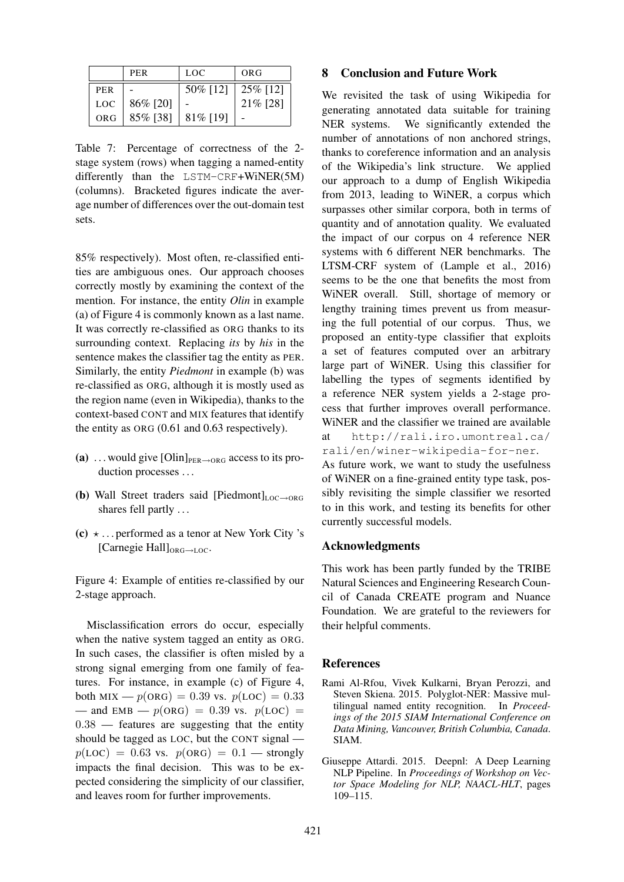|  | PER | LOC | ORG |
|---|---|---|---|
| PER | - | 50% [12] | 25% [12] |
| LOC | 86% [20] | - | 21% [28] |
| ORG | 85% [38] | 81% [19] | - |

Table 7: Percentage of correctness of the 2-stage system (rows) when tagging a named-entity differently than the LSTM-CRF+WiNER(5M) (columns). Bracketed figures indicate the average number of differences over the out-domain test sets.

85% respectively). Most often, re-classified entities are ambiguous ones. Our approach chooses correctly mostly by examining the context of the mention. For instance, the entity *Olin* in example (a) of Figure 4 is commonly known as a last name. It was correctly re-classified as ORG thanks to its surrounding context. Replacing *its* by *his* in the sentence makes the classifier tag the entity as PER. Similarly, the entity *Piedmont* in example (b) was re-classified as ORG, although it is mostly used as the region name (even in Wikipedia), thanks to the context-based CONT and MIX features that identify the entity as ORG (0.61 and 0.63 respectively).

**(a)** ... would give [Olin]$_{\text{PER}\rightarrow\text{ORG}}$ access to its production processes ...

**(b)** Wall Street traders said [Piedmont]$_{\text{LOC}\rightarrow\text{ORG}}$ shares fell partly ...

**(c)** $\star$ ... performed as a tenor at New York City 's [Carnegie Hall]$_{\text{ORG}\rightarrow\text{LOC}}$.

Figure 4: Example of entities re-classified by our 2-stage approach.

Misclassification errors do occur, especially when the native system tagged an entity as ORG. In such cases, the classifier is often misled by a strong signal emerging from one family of features. For instance, in example (c) of Figure 4, both MIX — $p(\text{ORG}) = 0.39$ vs. $p(\text{LOC}) = 0.33$ — and EMB — $p(\text{ORG}) = 0.39$ vs. $p(\text{LOC}) = 0.38$ — features are suggesting that the entity should be tagged as LOC, but the CONT signal — $p(\text{LOC}) = 0.63$ vs. $p(\text{ORG}) = 0.1$ — strongly impacts the final decision. This was to be expected considering the simplicity of our classifier, and leaves room for further improvements.

## 8 Conclusion and Future Work

We revisited the task of using Wikipedia for generating annotated data suitable for training NER systems. We significantly extended the number of annotations of non anchored strings, thanks to coreference information and an analysis of the Wikipedia's link structure. We applied our approach to a dump of English Wikipedia from 2013, leading to WiNER, a corpus which surpasses other similar corpora, both in terms of quantity and of annotation quality. We evaluated the impact of our corpus on 4 reference NER systems with 6 different NER benchmarks. The LTSM-CRF system of (Lample et al., 2016) seems to be the one that benefits the most from WiNER overall. Still, shortage of memory or lengthy training times prevent us from measuring the full potential of our corpus. Thus, we proposed an entity-type classifier that exploits a set of features computed over an arbitrary large part of WiNER. Using this classifier for labelling the types of segments identified by a reference NER system yields a 2-stage process that further improves overall performance. WiNER and the classifier we trained are available at http://rali.iro.umontreal.ca/rali/en/winer-wikipedia-for-ner.

As future work, we want to study the usefulness of WiNER on a fine-grained entity type task, possibly revisiting the simple classifier we resorted to in this work, and testing its benefits for other currently successful models.

## Acknowledgments

This work has been partly funded by the TRIBE Natural Sciences and Engineering Research Council of Canada CREATE program and Nuance Foundation. We are grateful to the reviewers for their helpful comments.

## References

Rami Al-Rfou, Vivek Kulkarni, Bryan Perozzi, and Steven Skiena. 2015. Polyglot-NER: Massive multilingual named entity recognition. In *Proceedings of the 2015 SIAM International Conference on Data Mining, Vancouver, British Columbia, Canada*. SIAM.

Giuseppe Attardi. 2015. Deepnl: A Deep Learning NLP Pipeline. In *Proceedings of Workshop on Vector Space Modeling for NLP, NAACL-HLT*, pages 109–115.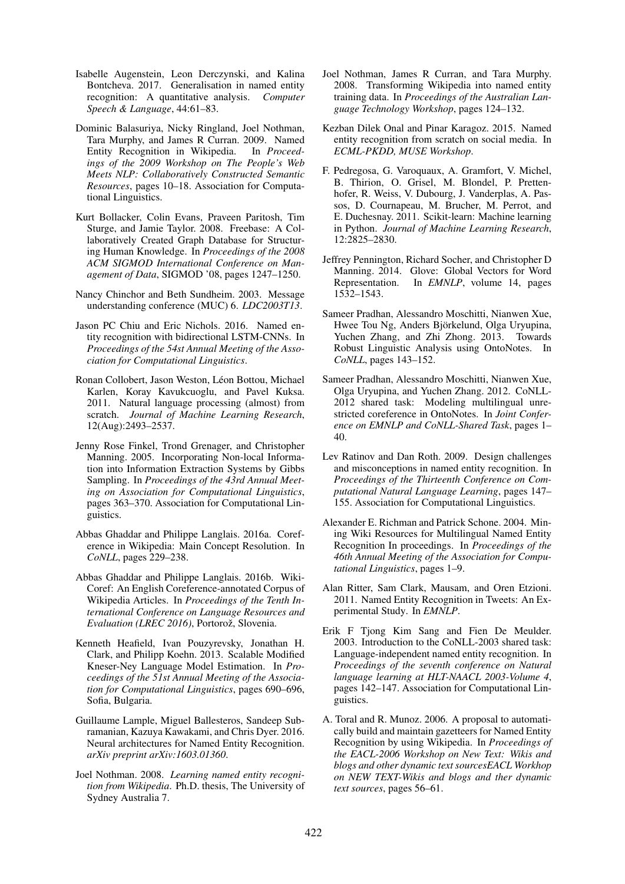Isabelle Augenstein, Leon Derczynski, and Kalina Bontcheva. 2017. Generalisation in named entity recognition: A quantitative analysis. *Computer Speech & Language*, 44:61–83.

Dominic Balasuriya, Nicky Ringland, Joel Nothman, Tara Murphy, and James R Curran. 2009. Named Entity Recognition in Wikipedia. In *Proceedings of the 2009 Workshop on The People's Web Meets NLP: Collaboratively Constructed Semantic Resources*, pages 10–18. Association for Computational Linguistics.

Kurt Bollacker, Colin Evans, Praveen Paritosh, Tim Sturge, and Jamie Taylor. 2008. Freebase: A Collaboratively Created Graph Database for Structuring Human Knowledge. In *Proceedings of the 2008 ACM SIGMOD International Conference on Management of Data*, SIGMOD '08, pages 1247–1250.

Nancy Chinchor and Beth Sundheim. 2003. Message understanding conference (MUC) 6. *LDC2003T13*.

Jason PC Chiu and Eric Nichols. 2016. Named entity recognition with bidirectional LSTM-CNNs. In *Proceedings of the 54st Annual Meeting of the Association for Computational Linguistics*.

Ronan Collobert, Jason Weston, Léon Bottou, Michael Karlen, Koray Kavukcuoglu, and Pavel Kuksa. 2011. Natural language processing (almost) from scratch. *Journal of Machine Learning Research*, 12(Aug):2493–2537.

Jenny Rose Finkel, Trond Grenager, and Christopher Manning. 2005. Incorporating Non-local Information into Information Extraction Systems by Gibbs Sampling. In *Proceedings of the 43rd Annual Meeting on Association for Computational Linguistics*, pages 363–370. Association for Computational Linguistics.

Abbas Ghaddar and Philippe Langlais. 2016a. Coreference in Wikipedia: Main Concept Resolution. In *CoNLL*, pages 229–238.

Abbas Ghaddar and Philippe Langlais. 2016b. WikiCoref: An English Coreference-annotated Corpus of Wikipedia Articles. In *Proceedings of the Tenth International Conference on Language Resources and Evaluation (LREC 2016)*, Portorož, Slovenia.

Kenneth Heafield, Ivan Pouzyrevsky, Jonathan H. Clark, and Philipp Koehn. 2013. Scalable Modified Kneser-Ney Language Model Estimation. In *Proceedings of the 51st Annual Meeting of the Association for Computational Linguistics*, pages 690–696, Sofia, Bulgaria.

Guillaume Lample, Miguel Ballesteros, Sandeep Subramanian, Kazuya Kawakami, and Chris Dyer. 2016. Neural architectures for Named Entity Recognition. *arXiv preprint arXiv:1603.01360*.

Joel Nothman. 2008. *Learning named entity recognition from Wikipedia*. Ph.D. thesis, The University of Sydney Australia 7.

Joel Nothman, James R Curran, and Tara Murphy. 2008. Transforming Wikipedia into named entity training data. In *Proceedings of the Australian Language Technology Workshop*, pages 124–132.

Kezban Dilek Onal and Pinar Karagoz. 2015. Named entity recognition from scratch on social media. In *ECML-PKDD, MUSE Workshop*.

F. Pedregosa, G. Varoquaux, A. Gramfort, V. Michel, B. Thirion, O. Grisel, M. Blondel, P. Prettenhofer, R. Weiss, V. Dubourg, J. Vanderplas, A. Passos, D. Cournapeau, M. Brucher, M. Perrot, and E. Duchesnay. 2011. Scikit-learn: Machine learning in Python. *Journal of Machine Learning Research*, 12:2825–2830.

Jeffrey Pennington, Richard Socher, and Christopher D Manning. 2014. Glove: Global Vectors for Word Representation. In *EMNLP*, volume 14, pages 1532–1543.

Sameer Pradhan, Alessandro Moschitti, Nianwen Xue, Hwee Tou Ng, Anders Björkelund, Olga Uryupina, Yuchen Zhang, and Zhi Zhong. 2013. Towards Robust Linguistic Analysis using OntoNotes. In *CoNLL*, pages 143–152.

Sameer Pradhan, Alessandro Moschitti, Nianwen Xue, Olga Uryupina, and Yuchen Zhang. 2012. CoNLL-2012 shared task: Modeling multilingual unrestricted coreference in OntoNotes. In *Joint Conference on EMNLP and CoNLL-Shared Task*, pages 1–40.

Lev Ratinov and Dan Roth. 2009. Design challenges and misconceptions in named entity recognition. In *Proceedings of the Thirteenth Conference on Computational Natural Language Learning*, pages 147–155. Association for Computational Linguistics.

Alexander E. Richman and Patrick Schone. 2004. Mining Wiki Resources for Multilingual Named Entity Recognition In proceedings. In *Proceedings of the 46th Annual Meeting of the Association for Computational Linguistics*, pages 1–9.

Alan Ritter, Sam Clark, Mausam, and Oren Etzioni. 2011. Named Entity Recognition in Tweets: An Experimental Study. In *EMNLP*.

Erik F Tjong Kim Sang and Fien De Meulder. 2003. Introduction to the CoNLL-2003 shared task: Language-independent named entity recognition. In *Proceedings of the seventh conference on Natural language learning at HLT-NAACL 2003-Volume 4*, pages 142–147. Association for Computational Linguistics.

A. Toral and R. Munoz. 2006. A proposal to automatically build and maintain gazetteers for Named Entity Recognition by using Wikipedia. In *Proceedings of the EACL-2006 Workshop on New Text: Wikis and blogs and other dynamic text sourcesEACL Workhop on NEW TEXT-Wikis and blogs and ther dynamic text sources*, pages 56–61.